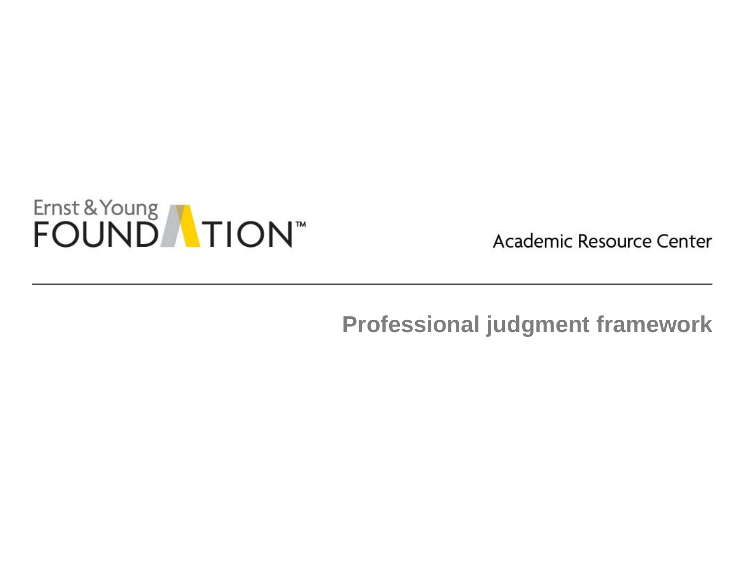Ernst & Young FOUNDATION™

Academic Resource Center

---

# Professional judgment framework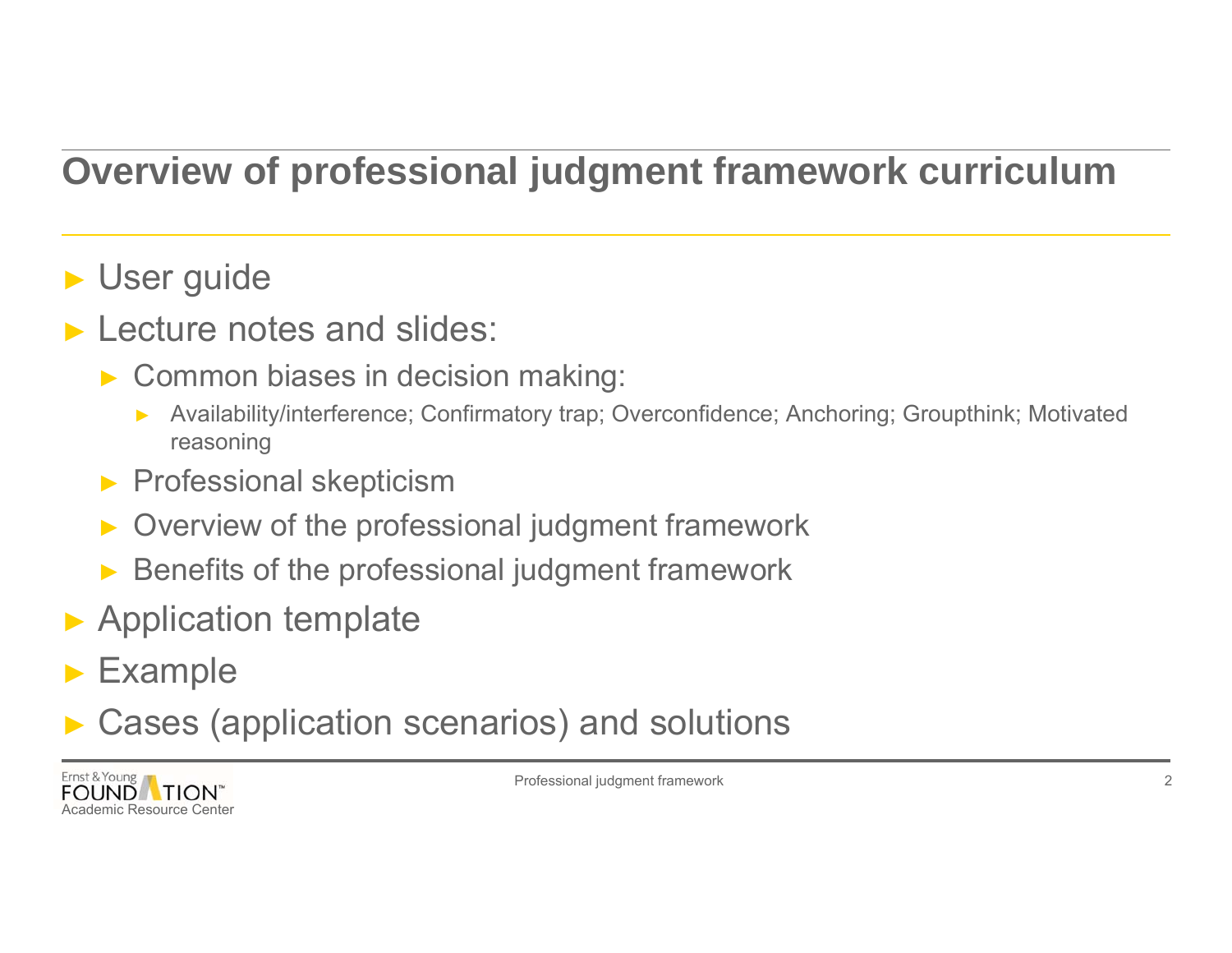# Overview of professional judgment framework curriculum

- User guide
- Lecture notes and slides:
  - Common biases in decision making:
    - Availability/interference; Confirmatory trap; Overconfidence; Anchoring; Groupthink; Motivated reasoning
  - Professional skepticism
  - Overview of the professional judgment framework
  - Benefits of the professional judgment framework
- Application template
- Example
- Cases (application scenarios) and solutions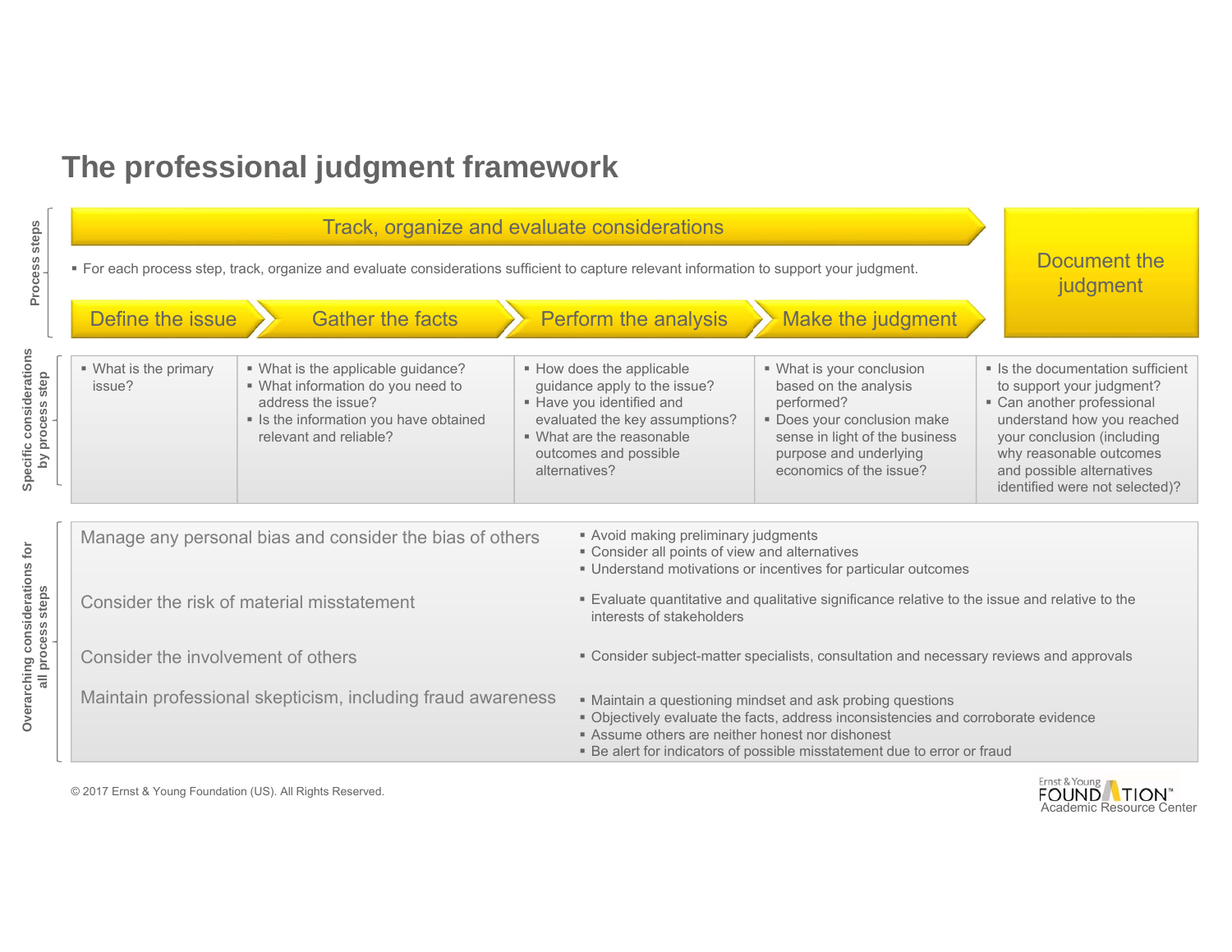# The professional judgment framework

## Process steps

**Track, organize and evaluate considerations**

- For each process step, track, organize and evaluate considerations sufficient to capture relevant information to support your judgment.

**Define the issue** → **Gather the facts** → **Perform the analysis** → **Make the judgment** → **Document the judgment**

## Specific considerations by process step

| Define the issue | Gather the facts | Perform the analysis | Make the judgment | Document the judgment |
|---|---|---|---|---|
| ▪ What is the primary issue? | ▪ What is the applicable guidance?<br>▪ What information do you need to address the issue?<br>▪ Is the information you have obtained relevant and reliable? | ▪ How does the applicable guidance apply to the issue?<br>▪ Have you identified and evaluated the key assumptions?<br>▪ What are the reasonable outcomes and possible alternatives? | ▪ What is your conclusion based on the analysis performed?<br>▪ Does your conclusion make sense in light of the business purpose and underlying economics of the issue? | ▪ Is the documentation sufficient to support your judgment?<br>▪ Can another professional understand how you reached your conclusion (including why reasonable outcomes and possible alternatives identified were not selected)? |

## Overarching considerations for all process steps

| Consideration | Details |
|---|---|
| Manage any personal bias and consider the bias of others | ▪ Avoid making preliminary judgments<br>▪ Consider all points of view and alternatives<br>▪ Understand motivations or incentives for particular outcomes |
| Consider the risk of material misstatement | ▪ Evaluate quantitative and qualitative significance relative to the issue and relative to the interests of stakeholders |
| Consider the involvement of others | ▪ Consider subject-matter specialists, consultation and necessary reviews and approvals |
| Maintain professional skepticism, including fraud awareness | ▪ Maintain a questioning mindset and ask probing questions<br>▪ Objectively evaluate the facts, address inconsistencies and corroborate evidence<br>▪ Assume others are neither honest nor dishonest<br>▪ Be alert for indicators of possible misstatement due to error or fraud |

© 2017 Ernst & Young Foundation (US). All Rights Reserved.

Ernst & Young FOUNDATION™ Academic Resource Center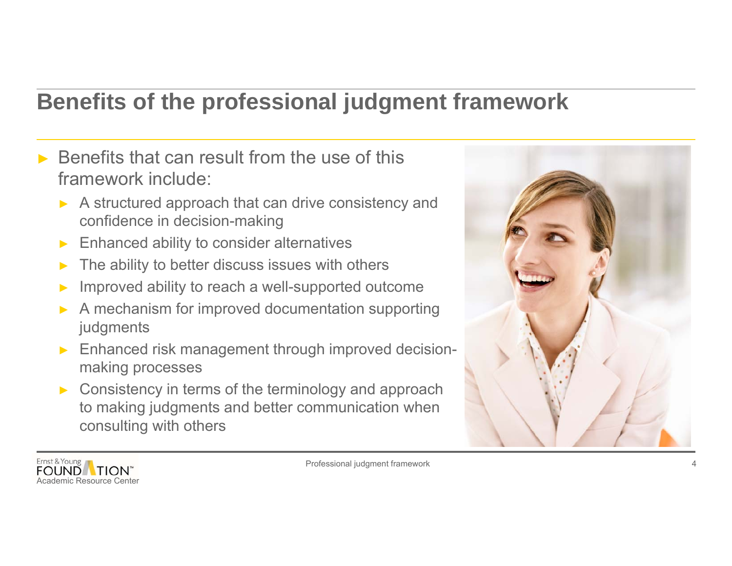# Benefits of the professional judgment framework

- Benefits that can result from the use of this framework include:
  - A structured approach that can drive consistency and confidence in decision-making
  - Enhanced ability to consider alternatives
  - The ability to better discuss issues with others
  - Improved ability to reach a well-supported outcome
  - A mechanism for improved documentation supporting judgments
  - Enhanced risk management through improved decision-making processes
  - Consistency in terms of the terminology and approach to making judgments and better communication when consulting with others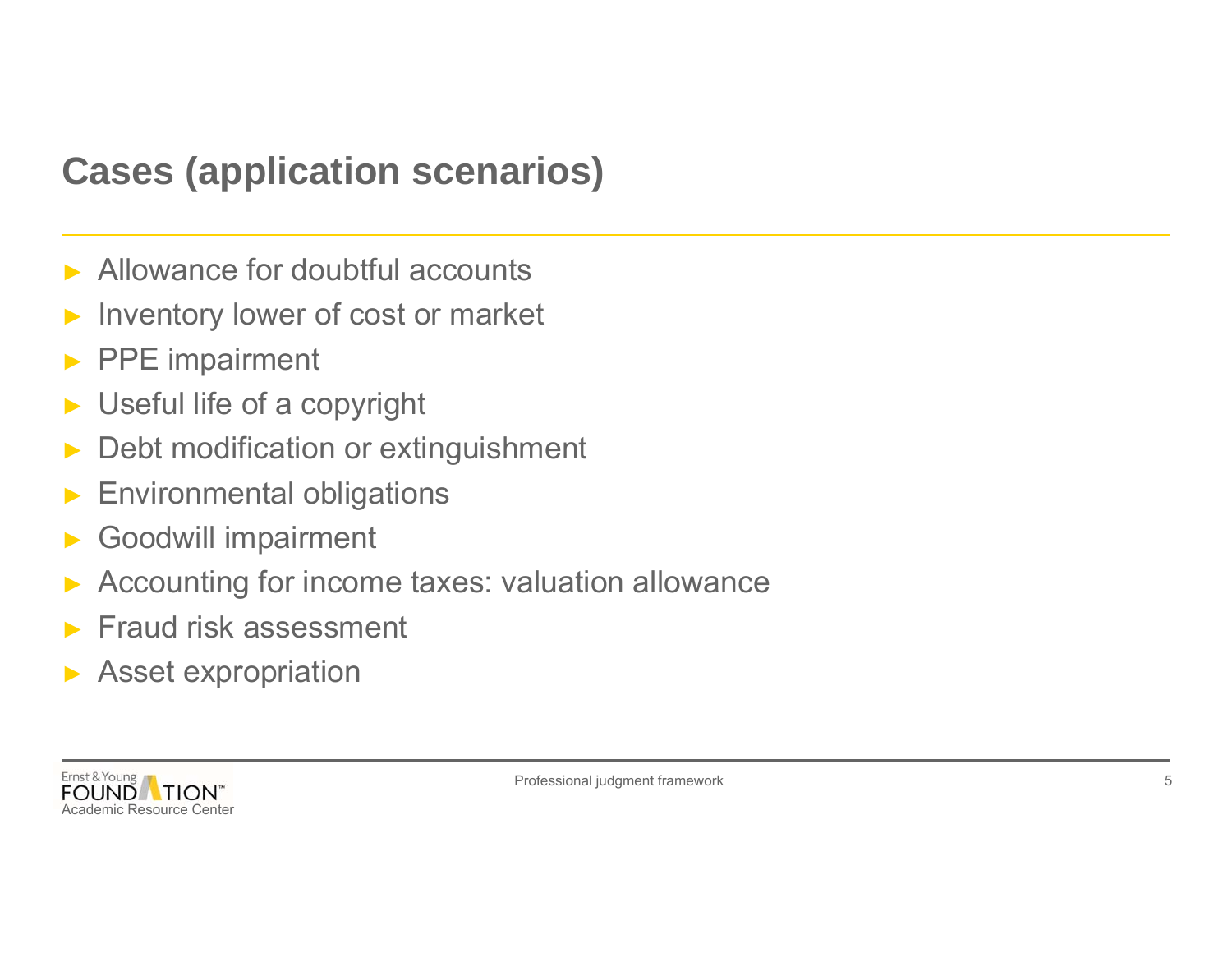# Cases (application scenarios)

- Allowance for doubtful accounts
- Inventory lower of cost or market
- PPE impairment
- Useful life of a copyright
- Debt modification or extinguishment
- Environmental obligations
- Goodwill impairment
- Accounting for income taxes: valuation allowance
- Fraud risk assessment
- Asset expropriation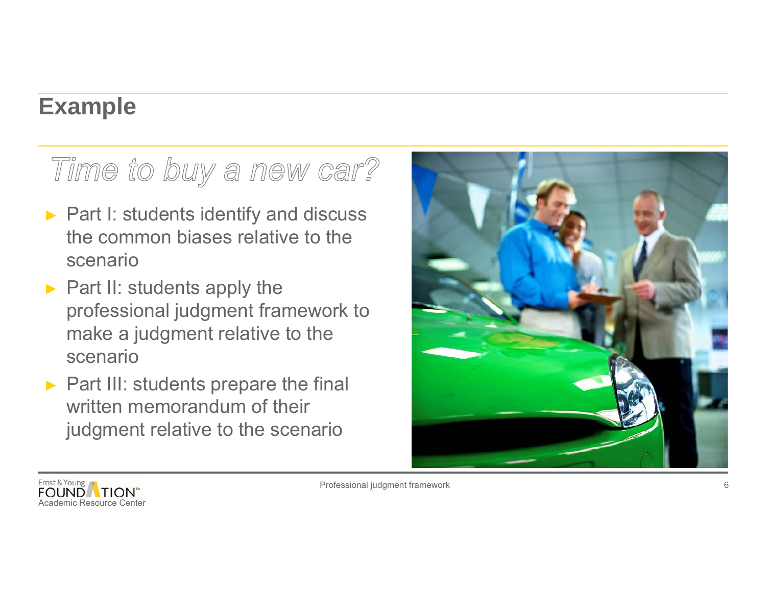# Example

## *Time to buy a new car?*

- Part I: students identify and discuss the common biases relative to the scenario
- Part II: students apply the professional judgment framework to make a judgment relative to the scenario
- Part III: students prepare the final written memorandum of their judgment relative to the scenario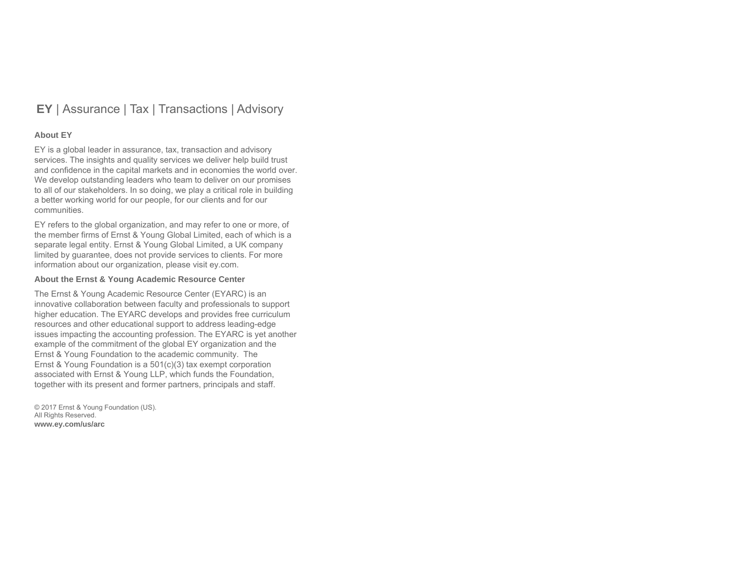**EY** | Assurance | Tax | Transactions | Advisory

**About EY**

EY is a global leader in assurance, tax, transaction and advisory services. The insights and quality services we deliver help build trust and confidence in the capital markets and in economies the world over. We develop outstanding leaders who team to deliver on our promises to all of our stakeholders. In so doing, we play a critical role in building a better working world for our people, for our clients and for our communities.

EY refers to the global organization, and may refer to one or more, of the member firms of Ernst & Young Global Limited, each of which is a separate legal entity. Ernst & Young Global Limited, a UK company limited by guarantee, does not provide services to clients. For more information about our organization, please visit ey.com.

**About the Ernst & Young Academic Resource Center**

The Ernst & Young Academic Resource Center (EYARC) is an innovative collaboration between faculty and professionals to support higher education. The EYARC develops and provides free curriculum resources and other educational support to address leading-edge issues impacting the accounting profession. The EYARC is yet another example of the commitment of the global EY organization and the Ernst & Young Foundation to the academic community. The Ernst & Young Foundation is a 501(c)(3) tax exempt corporation associated with Ernst & Young LLP, which funds the Foundation, together with its present and former partners, principals and staff.

© 2017 Ernst & Young Foundation (US).
All Rights Reserved.
**www.ey.com/us/arc**